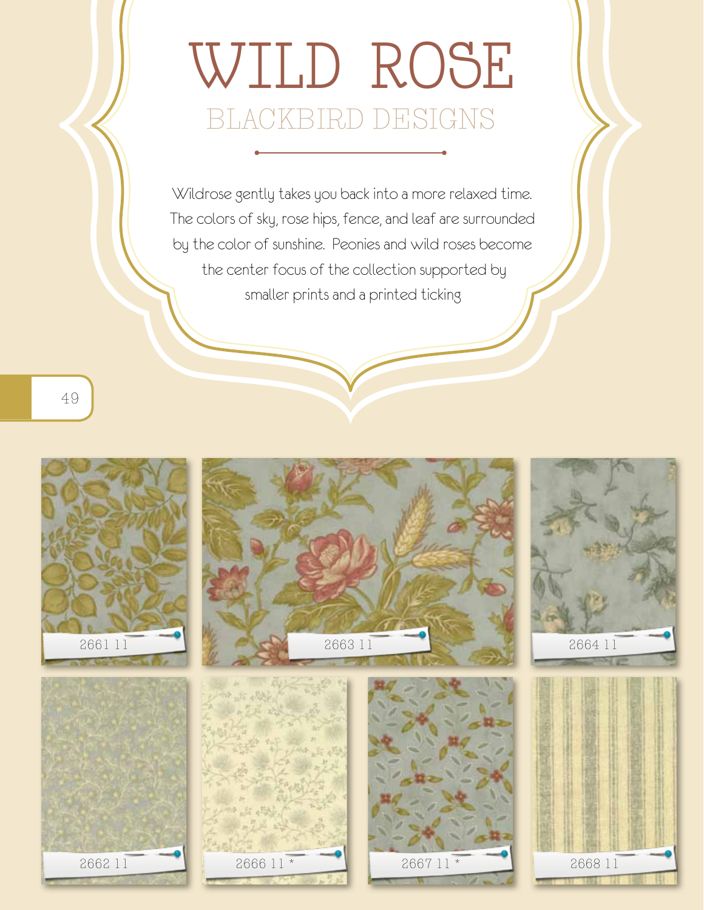# WILD ROSE

## BLACKBIRD DESIGNS

Wildrose gently takes you back into a more relaxed time. The colors of sky, rose hips, fence, and leaf are surrounded by the color of sunshine. Peonies and wild roses become the center focus of the collection supported by smaller prints and a printed ticking

2661 11

2663 11

2664 11

2662 11

2666 11 *

2667 11 *

2668 11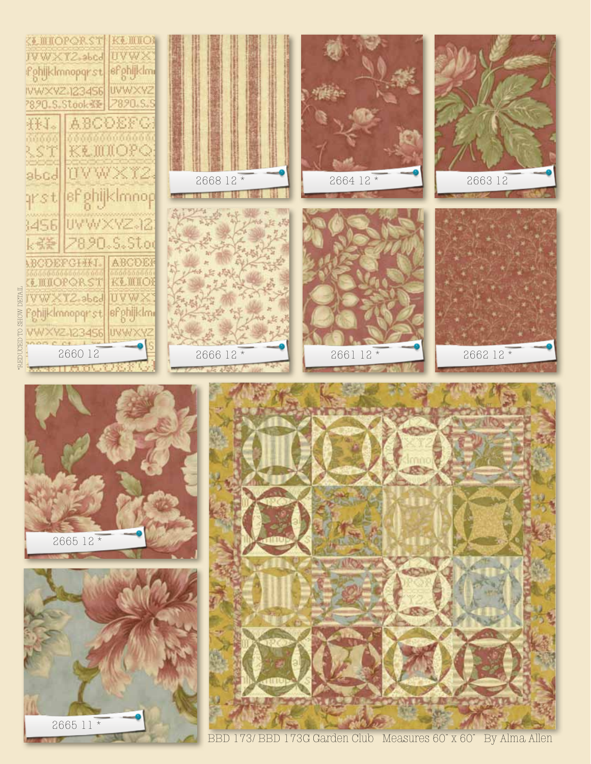2668 12 *

2664 12 *

2663 12

2660 12

2666 12 *

2661 12 *

2662 12 *

*REDUCED TO SHOW DETAIL

2665 12 *

2665 11 *

BBD 173/ BBD 173G Garden Club Measures 60" x 60" By Alma Allen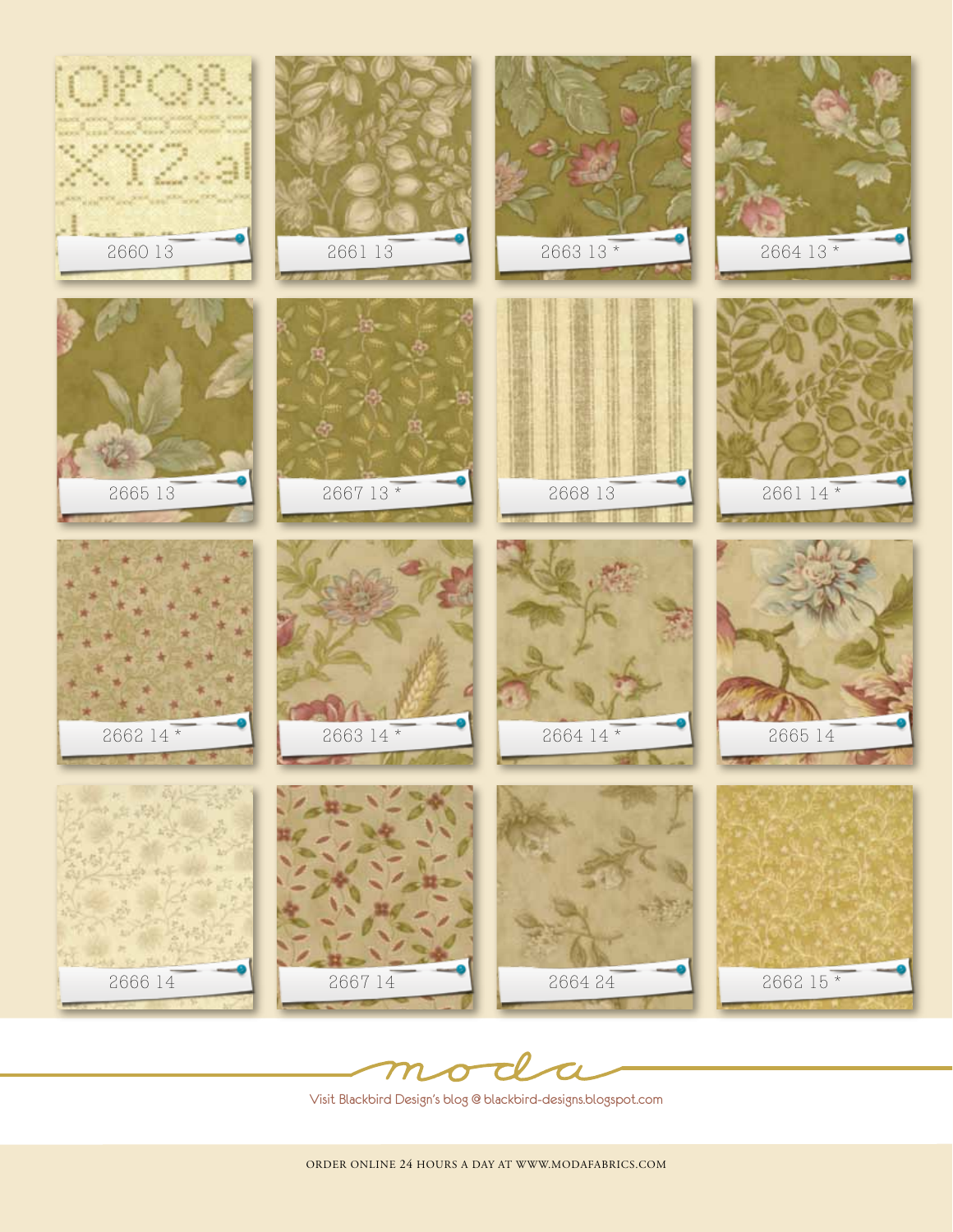2660 13

2661 13

2663 13 *

2664 13 *

2665 13

2667 13 *

2668 13

2661 14 *

2662 14 *

2663 14 *

2664 14 *

2665 14

2666 14

2667 14

2664 24

2662 15 *

moda

Visit Blackbird Design's blog @ blackbird-designs.blogspot.com

ORDER ONLINE 24 HOURS A DAY AT WWW.MODAFABRICS.COM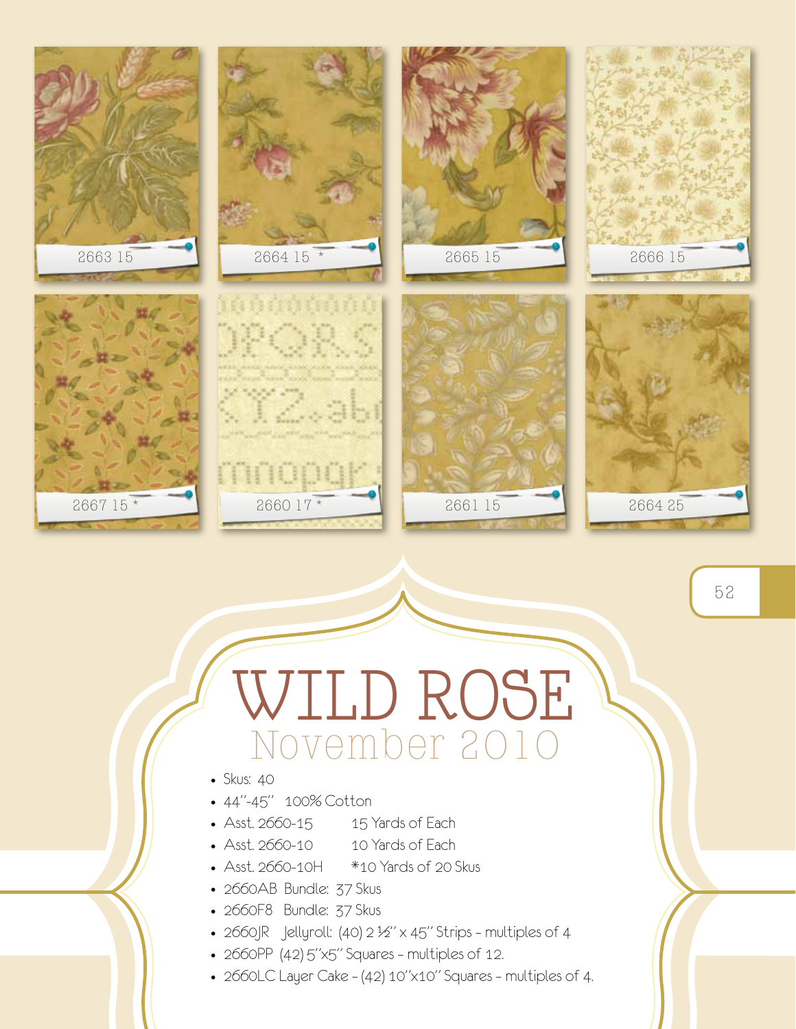2663 15

2664 15 *

2665 15

2666 15

2667 15 *

2660 17 *

2661 15

2664 25

# WILD ROSE

## November 2010

- Skus: 40
- 44"-45" 100% Cotton
- Asst. 2660-15 15 Yards of Each
- Asst. 2660-10 10 Yards of Each
- Asst. 2660-10H *10 Yards of 20 Skus
- 2660AB Bundle: 37 Skus
- 2660F8 Bundle: 37 Skus
- 2660JR Jellyroll: (40) 2 ½" x 45" Strips – multiples of 4
- 2660PP (42) 5"x5" Squares – multiples of 12.
- 2660LC Layer Cake – (42) 10"x10" Squares – multiples of 4.